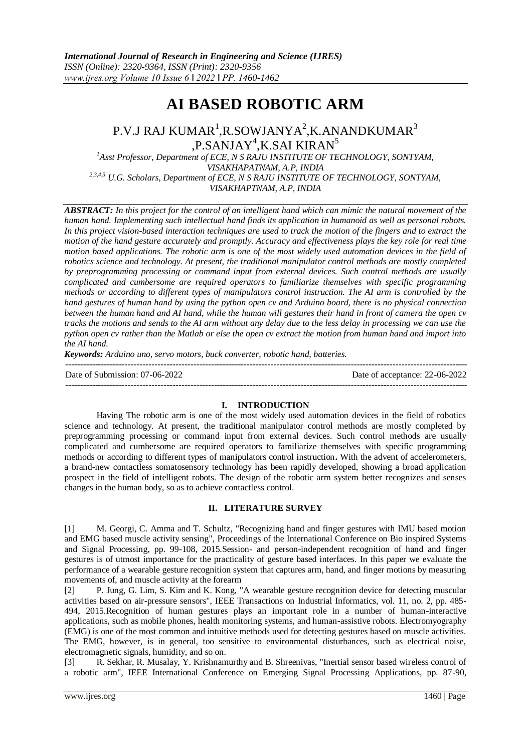# AI BASED ROBOTIC ARM

P.V.J RAJ KUMAR[1], R.SOWJANYA[2], K.ANANDKUMAR[3], P.SANJAY[4], K.SAI KIRAN[5]

[1]*Asst Professor, Department of ECE, N S RAJU INSTITUTE OF TECHNOLOGY, SONTYAM, VISAKHAPATNAM, A.P, INDIA*

[2,3,4,5] *U.G. Scholars, Department of ECE, N S RAJU INSTITUTE OF TECHNOLOGY, SONTYAM, VISAKHAPTNAM, A.P, INDIA*

***ABSTRACT:*** *In this project for the control of an intelligent hand which can mimic the natural movement of the human hand. Implementing such intellectual hand finds its application in humanoid as well as personal robots. In this project vision-based interaction techniques are used to track the motion of the fingers and to extract the motion of the hand gesture accurately and promptly. Accuracy and effectiveness plays the key role for real time motion based applications. The robotic arm is one of the most widely used automation devices in the field of robotics science and technology. At present, the traditional manipulator control methods are mostly completed by preprogramming processing or command input from external devices. Such control methods are usually complicated and cumbersome are required operators to familiarize themselves with specific programming methods or according to different types of manipulators control instruction. The AI arm is controlled by the hand gestures of human hand by using the python open cv and Arduino board, there is no physical connection between the human hand and AI hand, while the human will gestures their hand in front of camera the open cv tracks the motions and sends to the AI arm without any delay due to the less delay in processing we can use the python open cv rather than the Matlab or else the open cv extract the motion from human hand and import into the AI hand.*

***Keywords:*** *Arduino uno, servo motors, buck converter, robotic hand, batteries.*

---

Date of Submission: 07-06-2022 Date of acceptance: 22-06-2022

---

## I. INTRODUCTION

Having The robotic arm is one of the most widely used automation devices in the field of robotics science and technology. At present, the traditional manipulator control methods are mostly completed by preprogramming processing or command input from external devices. Such control methods are usually complicated and cumbersome are required operators to familiarize themselves with specific programming methods or according to different types of manipulators control instruction**.** With the advent of accelerometers, a brand-new contactless somatosensory technology has been rapidly developed, showing a broad application prospect in the field of intelligent robots. The design of the robotic arm system better recognizes and senses changes in the human body, so as to achieve contactless control.

## II. LITERATURE SURVEY

[1] M. Georgi, C. Amma and T. Schultz, "Recognizing hand and finger gestures with IMU based motion and EMG based muscle activity sensing", Proceedings of the International Conference on Bio inspired Systems and Signal Processing, pp. 99-108, 2015.Session- and person-independent recognition of hand and finger gestures is of utmost importance for the practicality of gesture based interfaces. In this paper we evaluate the performance of a wearable gesture recognition system that captures arm, hand, and finger motions by measuring movements of, and muscle activity at the forearm

[2] P. Jung, G. Lim, S. Kim and K. Kong, "A wearable gesture recognition device for detecting muscular activities based on air-pressure sensors", IEEE Transactions on Industrial Informatics, vol. 11, no. 2, pp. 485-494, 2015.Recognition of human gestures plays an important role in a number of human-interactive applications, such as mobile phones, health monitoring systems, and human-assistive robots. Electromyography (EMG) is one of the most common and intuitive methods used for detecting gestures based on muscle activities. The EMG, however, is in general, too sensitive to environmental disturbances, such as electrical noise, electromagnetic signals, humidity, and so on.

[3] R. Sekhar, R. Musalay, Y. Krishnamurthy and B. Shreenivas, "Inertial sensor based wireless control of a robotic arm", IEEE International Conference on Emerging Signal Processing Applications, pp. 87-90,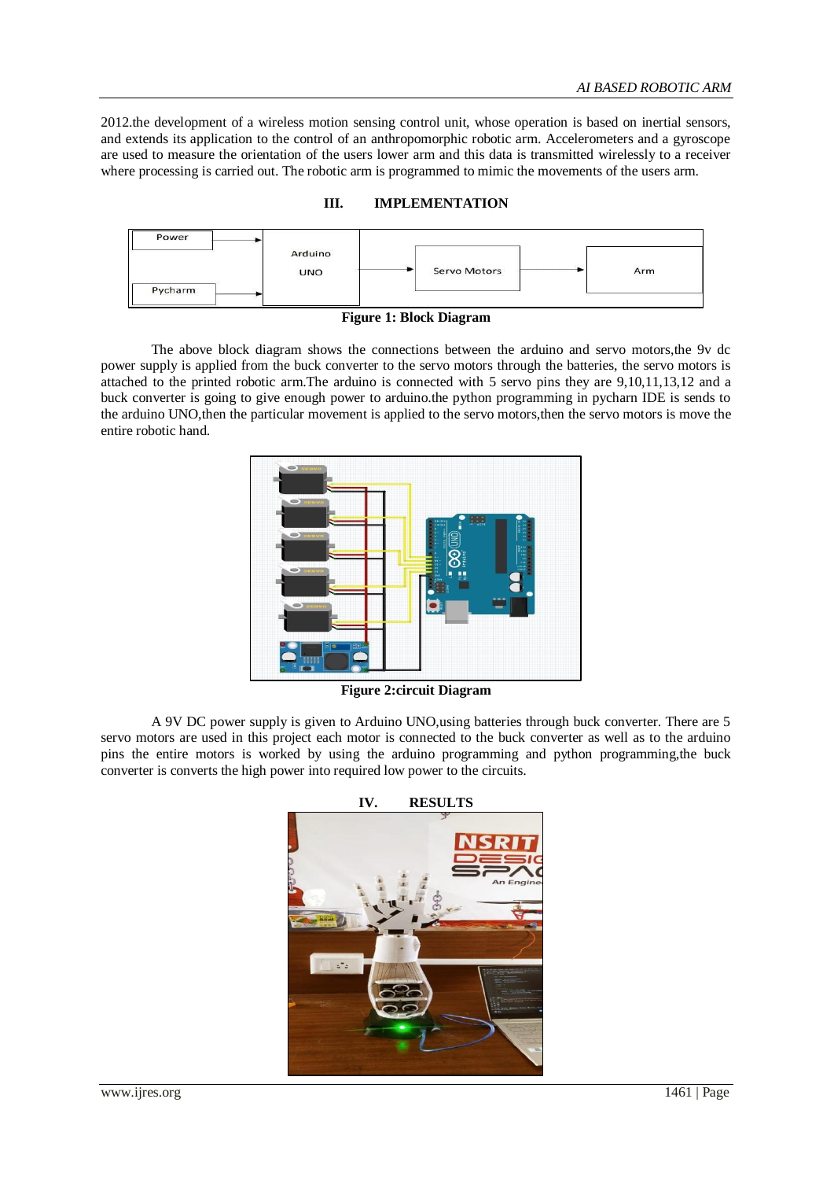2012.the development of a wireless motion sensing control unit, whose operation is based on inertial sensors, and extends its application to the control of an anthropomorphic robotic arm. Accelerometers and a gyroscope are used to measure the orientation of the users lower arm and this data is transmitted wirelessly to a receiver where processing is carried out. The robotic arm is programmed to mimic the movements of the users arm.

## III. IMPLEMENTATION

**Figure 1: Block Diagram**

The above block diagram shows the connections between the arduino and servo motors,the 9v dc power supply is applied from the buck converter to the servo motors through the batteries, the servo motors is attached to the printed robotic arm.The arduino is connected with 5 servo pins they are 9,10,11,13,12 and a buck converter is going to give enough power to arduino.the python programming in pycharn IDE is sends to the arduino UNO,then the particular movement is applied to the servo motors,then the servo motors is move the entire robotic hand.

**Figure 2:circuit Diagram**

A 9V DC power supply is given to Arduino UNO,using batteries through buck converter. There are 5 servo motors are used in this project each motor is connected to the buck converter as well as to the arduino pins the entire motors is worked by using the arduino programming and python programming,the buck converter is converts the high power into required low power to the circuits.

## IV. RESULTS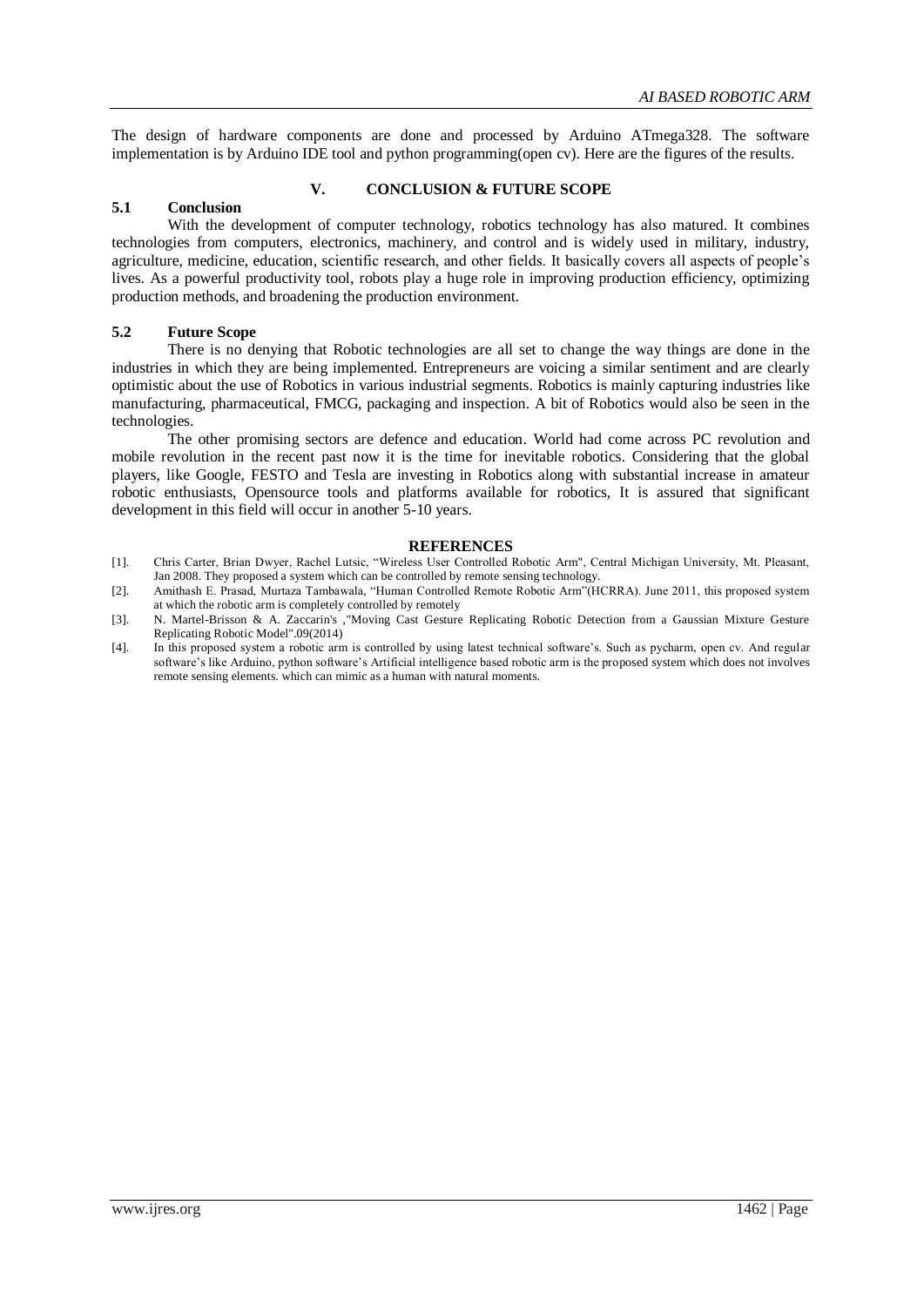The design of hardware components are done and processed by Arduino ATmega328. The software implementation is by Arduino IDE tool and python programming(open cv). Here are the figures of the results.

## V. CONCLUSION & FUTURE SCOPE

### 5.1 Conclusion

With the development of computer technology, robotics technology has also matured. It combines technologies from computers, electronics, machinery, and control and is widely used in military, industry, agriculture, medicine, education, scientific research, and other fields. It basically covers all aspects of people's lives. As a powerful productivity tool, robots play a huge role in improving production efficiency, optimizing production methods, and broadening the production environment.

### 5.2 Future Scope

There is no denying that Robotic technologies are all set to change the way things are done in the industries in which they are being implemented. Entrepreneurs are voicing a similar sentiment and are clearly optimistic about the use of Robotics in various industrial segments. Robotics is mainly capturing industries like manufacturing, pharmaceutical, FMCG, packaging and inspection. A bit of Robotics would also be seen in the technologies.

The other promising sectors are defence and education. World had come across PC revolution and mobile revolution in the recent past now it is the time for inevitable robotics. Considering that the global players, like Google, FESTO and Tesla are investing in Robotics along with substantial increase in amateur robotic enthusiasts, Opensource tools and platforms available for robotics, It is assured that significant development in this field will occur in another 5-10 years.

## REFERENCES

[1]. Chris Carter, Brian Dwyer, Rachel Lutsic, "Wireless User Controlled Robotic Arm", Central Michigan University, Mt. Pleasant, Jan 2008. They proposed a system which can be controlled by remote sensing technology.

[2]. Amithash E. Prasad, Murtaza Tambawala, "Human Controlled Remote Robotic Arm"(HCRRA). June 2011, this proposed system at which the robotic arm is completely controlled by remotely

[3]. N. Martel-Brisson & A. Zaccarin's ,"Moving Cast Gesture Replicating Robotic Detection from a Gaussian Mixture Gesture Replicating Robotic Model".09(2014)

[4]. In this proposed system a robotic arm is controlled by using latest technical software's. Such as pycharm, open cv. And regular software's like Arduino, python software's Artificial intelligence based robotic arm is the proposed system which does not involves remote sensing elements. which can mimic as a human with natural moments.